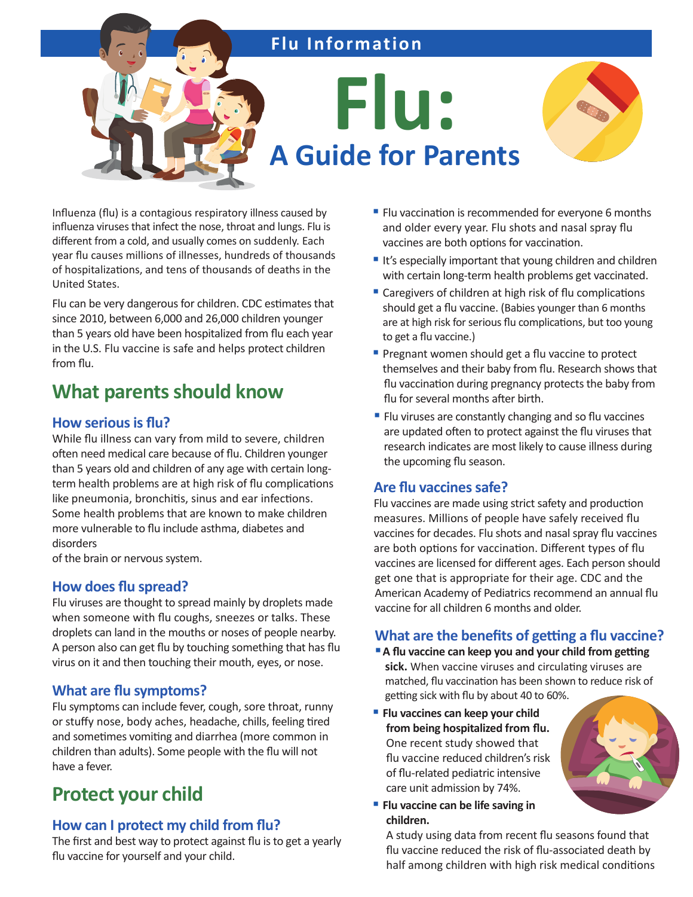Flu Information

# Flu: A Guide for Parents

Influenza (flu) is a contagious respiratory illness caused by influenza viruses that infect the nose, throat and lungs. Flu is different from a cold, and usually comes on suddenly. Each year flu causes millions of illnesses, hundreds of thousands of hospitalizations, and tens of thousands of deaths in the United States.

Flu can be very dangerous for children. CDC estimates that since 2010, between 6,000 and 26,000 children younger than 5 years old have been hospitalized from flu each year in the U.S. Flu vaccine is safe and helps protect children from flu.

## What parents should know

### How serious is flu?

While flu illness can vary from mild to severe, children often need medical care because of flu. Children younger than 5 years old and children of any age with certain long-term health problems are at high risk of flu complications like pneumonia, bronchitis, sinus and ear infections. Some health problems that are known to make children more vulnerable to flu include asthma, diabetes and disorders of the brain or nervous system.

### How does flu spread?

Flu viruses are thought to spread mainly by droplets made when someone with flu coughs, sneezes or talks. These droplets can land in the mouths or noses of people nearby. A person also can get flu by touching something that has flu virus on it and then touching their mouth, eyes, or nose.

### What are flu symptoms?

Flu symptoms can include fever, cough, sore throat, runny or stuffy nose, body aches, headache, chills, feeling tired and sometimes vomiting and diarrhea (more common in children than adults). Some people with the flu will not have a fever.

## Protect your child

### How can I protect my child from flu?

The first and best way to protect against flu is to get a yearly flu vaccine for yourself and your child.

- Flu vaccination is recommended for everyone 6 months and older every year. Flu shots and nasal spray flu vaccines are both options for vaccination.
- It's especially important that young children and children with certain long-term health problems get vaccinated.
- Caregivers of children at high risk of flu complications should get a flu vaccine. (Babies younger than 6 months are at high risk for serious flu complications, but too young to get a flu vaccine.)
- Pregnant women should get a flu vaccine to protect themselves and their baby from flu. Research shows that flu vaccination during pregnancy protects the baby from flu for several months after birth.
- Flu viruses are constantly changing and so flu vaccines are updated often to protect against the flu viruses that research indicates are most likely to cause illness during the upcoming flu season.

### Are flu vaccines safe?

Flu vaccines are made using strict safety and production measures. Millions of people have safely received flu vaccines for decades. Flu shots and nasal spray flu vaccines are both options for vaccination. Different types of flu vaccines are licensed for different ages. Each person should get one that is appropriate for their age. CDC and the American Academy of Pediatrics recommend an annual flu vaccine for all children 6 months and older.

### What are the benefits of getting a flu vaccine?

- **A flu vaccine can keep you and your child from getting sick.** When vaccine viruses and circulating viruses are matched, flu vaccination has been shown to reduce risk of getting sick with flu by about 40 to 60%.
- **Flu vaccines can keep your child from being hospitalized from flu.** One recent study showed that flu vaccine reduced children's risk of flu-related pediatric intensive care unit admission by 74%.
- **Flu vaccine can be life saving in children.** A study using data from recent flu seasons found that flu vaccine reduced the risk of flu-associated death by half among children with high risk medical conditions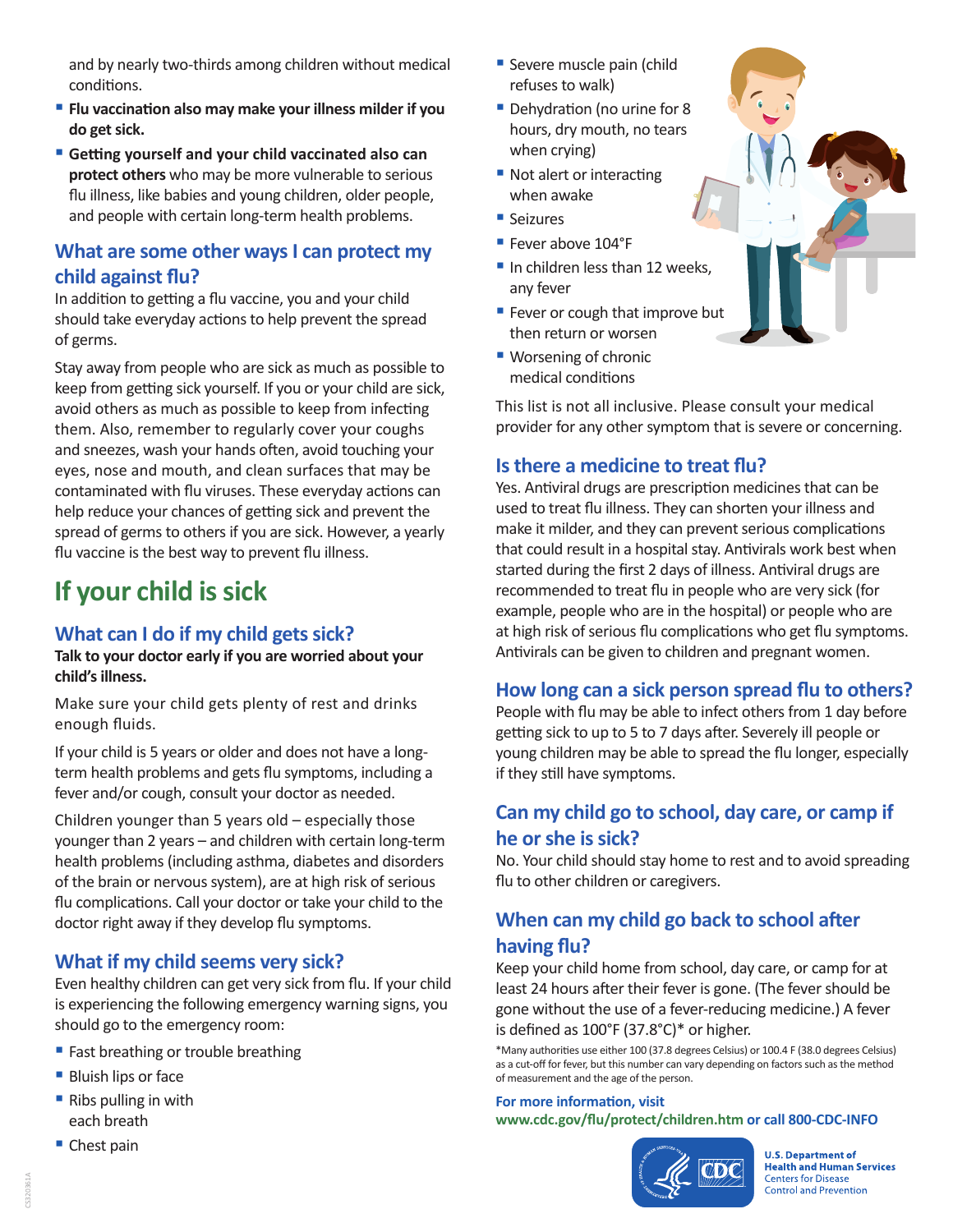and by nearly two-thirds among children without medical conditions.

- **Flu vaccination also may make your illness milder if you do get sick.**
- **Getting yourself and your child vaccinated also can protect others** who may be more vulnerable to serious flu illness, like babies and young children, older people, and people with certain long-term health problems.

### What are some other ways I can protect my child against flu?

In addition to getting a flu vaccine, you and your child should take everyday actions to help prevent the spread of germs.

Stay away from people who are sick as much as possible to keep from getting sick yourself. If you or your child are sick, avoid others as much as possible to keep from infecting them. Also, remember to regularly cover your coughs and sneezes, wash your hands often, avoid touching your eyes, nose and mouth, and clean surfaces that may be contaminated with flu viruses. These everyday actions can help reduce your chances of getting sick and prevent the spread of germs to others if you are sick. However, a yearly flu vaccine is the best way to prevent flu illness.

## If your child is sick

### What can I do if my child gets sick?

**Talk to your doctor early if you are worried about your child's illness.**

Make sure your child gets plenty of rest and drinks enough fluids.

If your child is 5 years or older and does not have a long-term health problems and gets flu symptoms, including a fever and/or cough, consult your doctor as needed.

Children younger than 5 years old – especially those younger than 2 years – and children with certain long-term health problems (including asthma, diabetes and disorders of the brain or nervous system), are at high risk of serious flu complications. Call your doctor or take your child to the doctor right away if they develop flu symptoms.

### What if my child seems very sick?

Even healthy children can get very sick from flu. If your child is experiencing the following emergency warning signs, you should go to the emergency room:

- Fast breathing or trouble breathing
- Bluish lips or face
- Ribs pulling in with each breath
- Chest pain
- Severe muscle pain (child refuses to walk)
- Dehydration (no urine for 8 hours, dry mouth, no tears when crying)
- Not alert or interacting when awake
- Seizures
- Fever above 104°F
- In children less than 12 weeks, any fever
- Fever or cough that improve but then return or worsen
- Worsening of chronic medical conditions

This list is not all inclusive. Please consult your medical provider for any other symptom that is severe or concerning.

### Is there a medicine to treat flu?

Yes. Antiviral drugs are prescription medicines that can be used to treat flu illness. They can shorten your illness and make it milder, and they can prevent serious complications that could result in a hospital stay. Antivirals work best when started during the first 2 days of illness. Antiviral drugs are recommended to treat flu in people who are very sick (for example, people who are in the hospital) or people who are at high risk of serious flu complications who get flu symptoms. Antivirals can be given to children and pregnant women.

### How long can a sick person spread flu to others?

People with flu may be able to infect others from 1 day before getting sick to up to 5 to 7 days after. Severely ill people or young children may be able to spread the flu longer, especially if they still have symptoms.

### Can my child go to school, day care, or camp if he or she is sick?

No. Your child should stay home to rest and to avoid spreading flu to other children or caregivers.

### When can my child go back to school after having flu?

Keep your child home from school, day care, or camp for at least 24 hours after their fever is gone. (The fever should be gone without the use of a fever-reducing medicine.) A fever is defined as 100°F (37.8°C)* or higher.

*Many authorities use either 100 (37.8 degrees Celsius) or 100.4 F (38.0 degrees Celsius) as a cut-off for fever, but this number can vary depending on factors such as the method of measurement and the age of the person.

**For more information, visit**
**www.cdc.gov/flu/protect/children.htm or call 800-CDC-INFO**

U.S. Department of Health and Human Services
Centers for Disease Control and Prevention

CS320361A